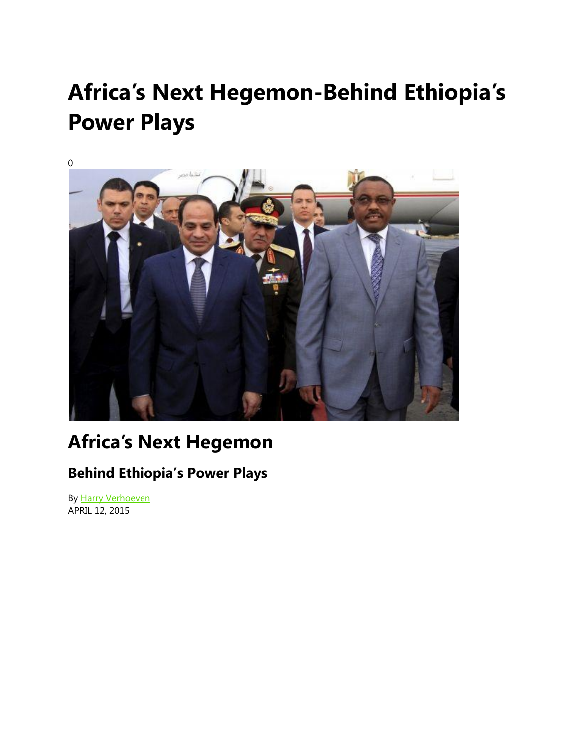# Africa's Next Hegemon-Behind Ethiopia's Power Plays

0

## Africa's Next Hegemon

### Behind Ethiopia's Power Plays

By Harry Verhoeven
APRIL 12, 2015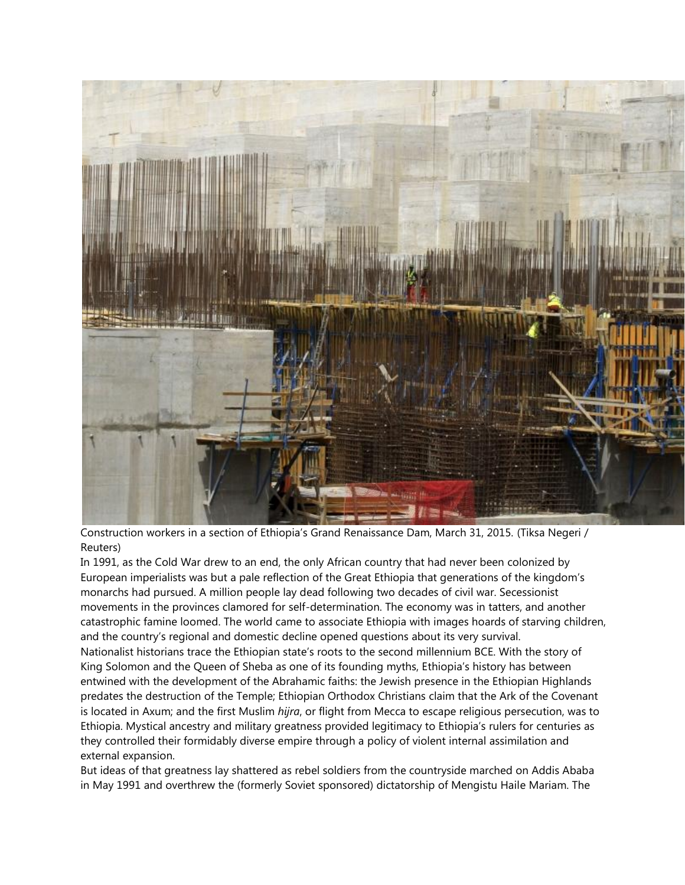Construction workers in a section of Ethiopia's Grand Renaissance Dam, March 31, 2015. (Tiksa Negeri / Reuters)

In 1991, as the Cold War drew to an end, the only African country that had never been colonized by European imperialists was but a pale reflection of the Great Ethiopia that generations of the kingdom's monarchs had pursued. A million people lay dead following two decades of civil war. Secessionist movements in the provinces clamored for self-determination. The economy was in tatters, and another catastrophic famine loomed. The world came to associate Ethiopia with images hoards of starving children, and the country's regional and domestic decline opened questions about its very survival.

Nationalist historians trace the Ethiopian state's roots to the second millennium BCE. With the story of King Solomon and the Queen of Sheba as one of its founding myths, Ethiopia's history has between entwined with the development of the Abrahamic faiths: the Jewish presence in the Ethiopian Highlands predates the destruction of the Temple; Ethiopian Orthodox Christians claim that the Ark of the Covenant is located in Axum; and the first Muslim *hijra*, or flight from Mecca to escape religious persecution, was to Ethiopia. Mystical ancestry and military greatness provided legitimacy to Ethiopia's rulers for centuries as they controlled their formidably diverse empire through a policy of violent internal assimilation and external expansion.

But ideas of that greatness lay shattered as rebel soldiers from the countryside marched on Addis Ababa in May 1991 and overthrew the (formerly Soviet sponsored) dictatorship of Mengistu Haile Mariam. The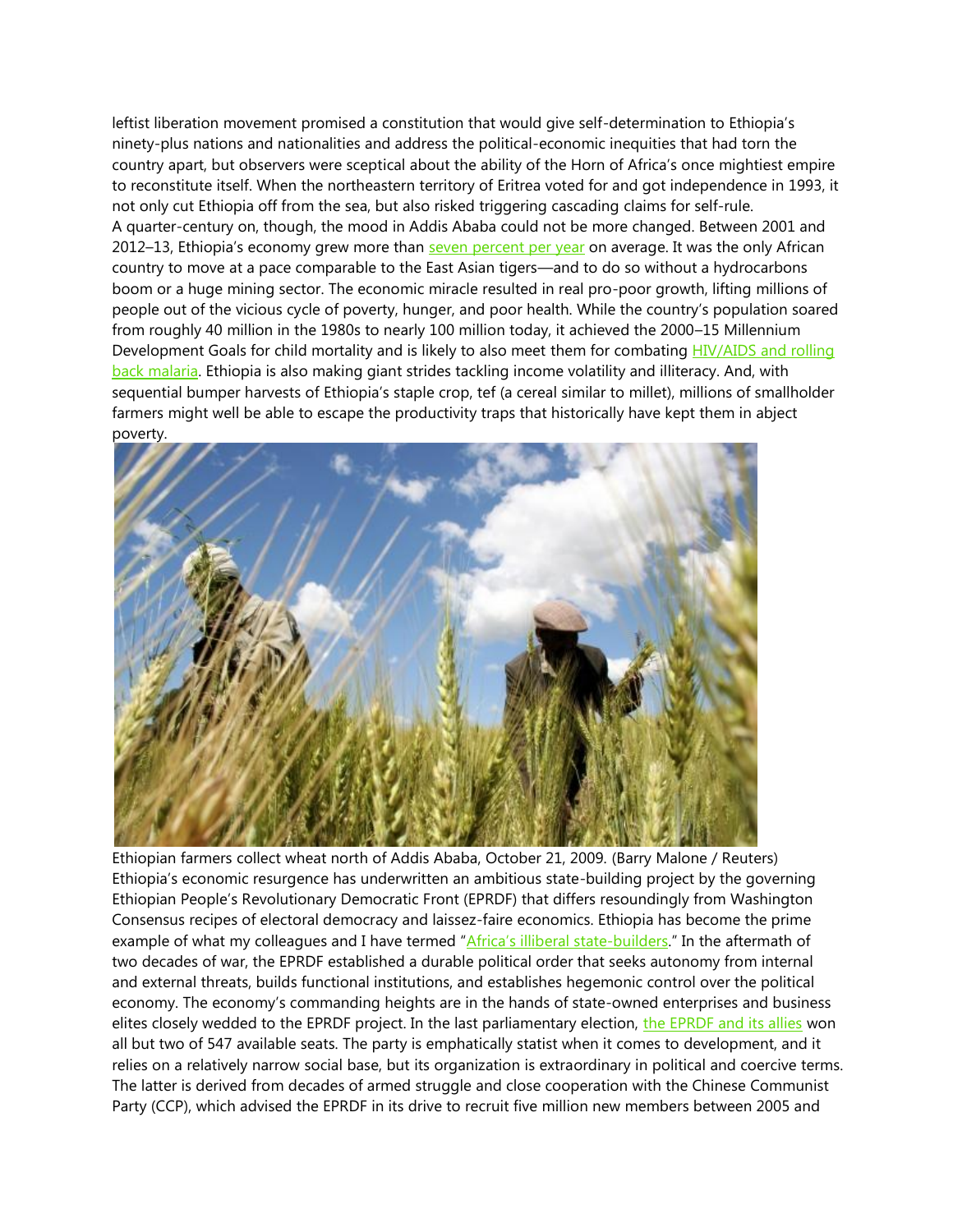leftist liberation movement promised a constitution that would give self-determination to Ethiopia's ninety-plus nations and nationalities and address the political-economic inequities that had torn the country apart, but observers were sceptical about the ability of the Horn of Africa's once mightiest empire to reconstitute itself. When the northeastern territory of Eritrea voted for and got independence in 1993, it not only cut Ethiopia off from the sea, but also risked triggering cascading claims for self-rule.

A quarter-century on, though, the mood in Addis Ababa could not be more changed. Between 2001 and 2012–13, Ethiopia's economy grew more than seven percent per year on average. It was the only African country to move at a pace comparable to the East Asian tigers—and to do so without a hydrocarbons boom or a huge mining sector. The economic miracle resulted in real pro-poor growth, lifting millions of people out of the vicious cycle of poverty, hunger, and poor health. While the country's population soared from roughly 40 million in the 1980s to nearly 100 million today, it achieved the 2000–15 Millennium Development Goals for child mortality and is likely to also meet them for combating HIV/AIDS and rolling back malaria. Ethiopia is also making giant strides tackling income volatility and illiteracy. And, with sequential bumper harvests of Ethiopia's staple crop, tef (a cereal similar to millet), millions of smallholder farmers might well be able to escape the productivity traps that historically have kept them in abject poverty.

Ethiopian farmers collect wheat north of Addis Ababa, October 21, 2009. (Barry Malone / Reuters)

Ethiopia's economic resurgence has underwritten an ambitious state-building project by the governing Ethiopian People's Revolutionary Democratic Front (EPRDF) that differs resoundingly from Washington Consensus recipes of electoral democracy and laissez-faire economics. Ethiopia has become the prime example of what my colleagues and I have termed "Africa's illiberal state-builders." In the aftermath of two decades of war, the EPRDF established a durable political order that seeks autonomy from internal and external threats, builds functional institutions, and establishes hegemonic control over the political economy. The economy's commanding heights are in the hands of state-owned enterprises and business elites closely wedded to the EPRDF project. In the last parliamentary election, the EPRDF and its allies won all but two of 547 available seats. The party is emphatically statist when it comes to development, and it relies on a relatively narrow social base, but its organization is extraordinary in political and coercive terms. The latter is derived from decades of armed struggle and close cooperation with the Chinese Communist Party (CCP), which advised the EPRDF in its drive to recruit five million new members between 2005 and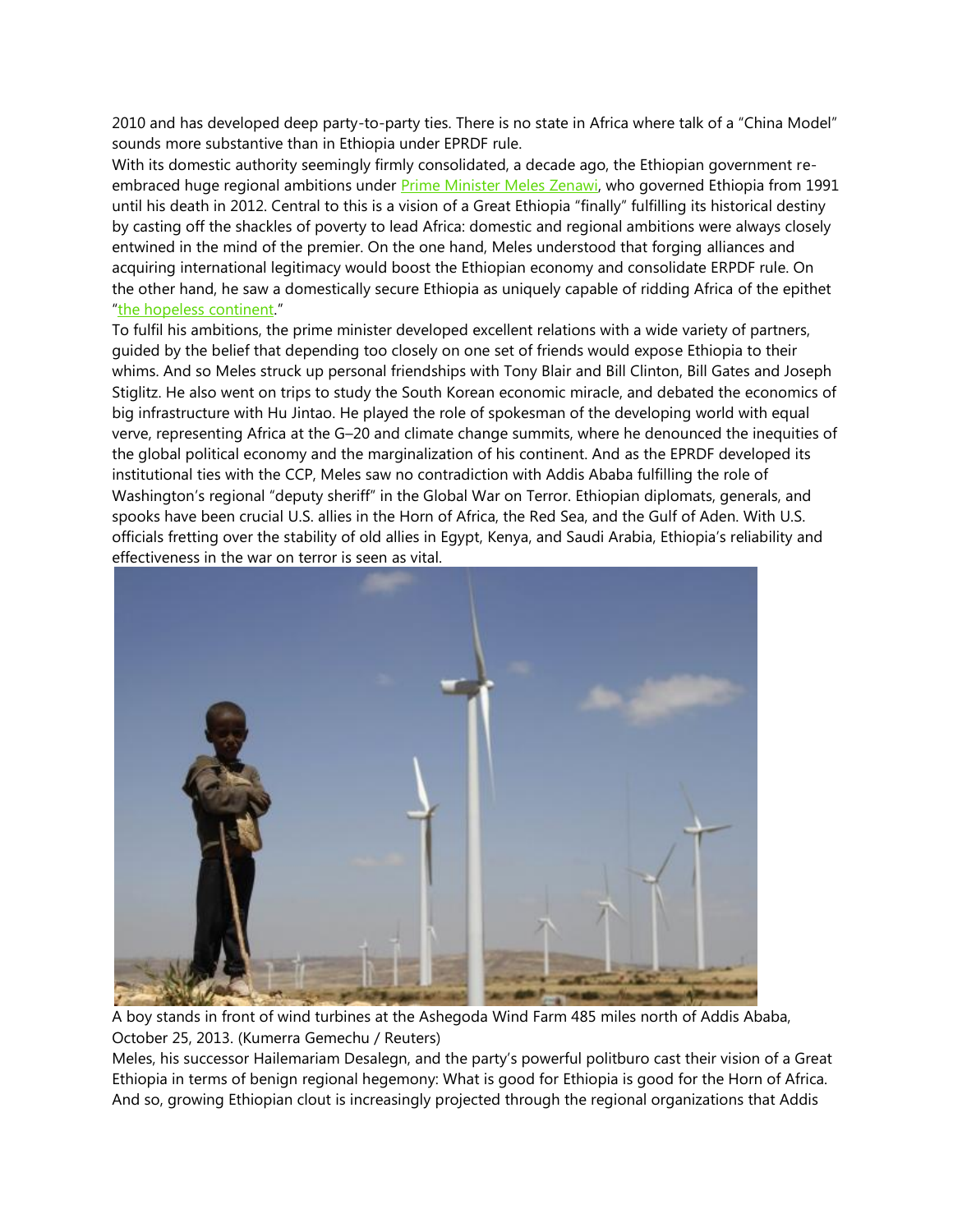2010 and has developed deep party-to-party ties. There is no state in Africa where talk of a "China Model" sounds more substantive than in Ethiopia under EPRDF rule.

With its domestic authority seemingly firmly consolidated, a decade ago, the Ethiopian government re-embraced huge regional ambitions under Prime Minister Meles Zenawi, who governed Ethiopia from 1991 until his death in 2012. Central to this is a vision of a Great Ethiopia "finally" fulfilling its historical destiny by casting off the shackles of poverty to lead Africa: domestic and regional ambitions were always closely entwined in the mind of the premier. On the one hand, Meles understood that forging alliances and acquiring international legitimacy would boost the Ethiopian economy and consolidate ERPDF rule. On the other hand, he saw a domestically secure Ethiopia as uniquely capable of ridding Africa of the epithet "the hopeless continent."

To fulfil his ambitions, the prime minister developed excellent relations with a wide variety of partners, guided by the belief that depending too closely on one set of friends would expose Ethiopia to their whims. And so Meles struck up personal friendships with Tony Blair and Bill Clinton, Bill Gates and Joseph Stiglitz. He also went on trips to study the South Korean economic miracle, and debated the economics of big infrastructure with Hu Jintao. He played the role of spokesman of the developing world with equal verve, representing Africa at the G–20 and climate change summits, where he denounced the inequities of the global political economy and the marginalization of his continent. And as the EPRDF developed its institutional ties with the CCP, Meles saw no contradiction with Addis Ababa fulfilling the role of Washington's regional "deputy sheriff" in the Global War on Terror. Ethiopian diplomats, generals, and spooks have been crucial U.S. allies in the Horn of Africa, the Red Sea, and the Gulf of Aden. With U.S. officials fretting over the stability of old allies in Egypt, Kenya, and Saudi Arabia, Ethiopia's reliability and effectiveness in the war on terror is seen as vital.

A boy stands in front of wind turbines at the Ashegoda Wind Farm 485 miles north of Addis Ababa, October 25, 2013. (Kumerra Gemechu / Reuters)

Meles, his successor Hailemariam Desalegn, and the party's powerful politburo cast their vision of a Great Ethiopia in terms of benign regional hegemony: What is good for Ethiopia is good for the Horn of Africa. And so, growing Ethiopian clout is increasingly projected through the regional organizations that Addis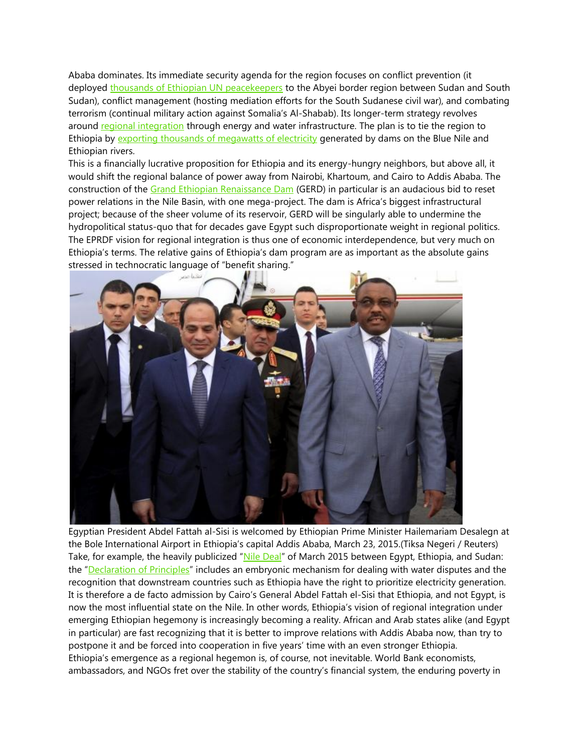Ababa dominates. Its immediate security agenda for the region focuses on conflict prevention (it deployed thousands of Ethiopian UN peacekeepers to the Abyei border region between Sudan and South Sudan), conflict management (hosting mediation efforts for the South Sudanese civil war), and combating terrorism (continual military action against Somalia's Al-Shabab). Its longer-term strategy revolves around regional integration through energy and water infrastructure. The plan is to tie the region to Ethiopia by exporting thousands of megawatts of electricity generated by dams on the Blue Nile and Ethiopian rivers.

This is a financially lucrative proposition for Ethiopia and its energy-hungry neighbors, but above all, it would shift the regional balance of power away from Nairobi, Khartoum, and Cairo to Addis Ababa. The construction of the Grand Ethiopian Renaissance Dam (GERD) in particular is an audacious bid to reset power relations in the Nile Basin, with one mega-project. The dam is Africa's biggest infrastructural project; because of the sheer volume of its reservoir, GERD will be singularly able to undermine the hydropolitical status-quo that for decades gave Egypt such disproportionate weight in regional politics. The EPRDF vision for regional integration is thus one of economic interdependence, but very much on Ethiopia's terms. The relative gains of Ethiopia's dam program are as important as the absolute gains stressed in technocratic language of "benefit sharing."

Egyptian President Abdel Fattah al-Sisi is welcomed by Ethiopian Prime Minister Hailemariam Desalegn at the Bole International Airport in Ethiopia's capital Addis Ababa, March 23, 2015.(Tiksa Negeri / Reuters)

Take, for example, the heavily publicized "Nile Deal" of March 2015 between Egypt, Ethiopia, and Sudan: the "Declaration of Principles" includes an embryonic mechanism for dealing with water disputes and the recognition that downstream countries such as Ethiopia have the right to prioritize electricity generation. It is therefore a de facto admission by Cairo's General Abdel Fattah el-Sisi that Ethiopia, and not Egypt, is now the most influential state on the Nile. In other words, Ethiopia's vision of regional integration under emerging Ethiopian hegemony is increasingly becoming a reality. African and Arab states alike (and Egypt in particular) are fast recognizing that it is better to improve relations with Addis Ababa now, than try to postpone it and be forced into cooperation in five years' time with an even stronger Ethiopia.

Ethiopia's emergence as a regional hegemon is, of course, not inevitable. World Bank economists, ambassadors, and NGOs fret over the stability of the country's financial system, the enduring poverty in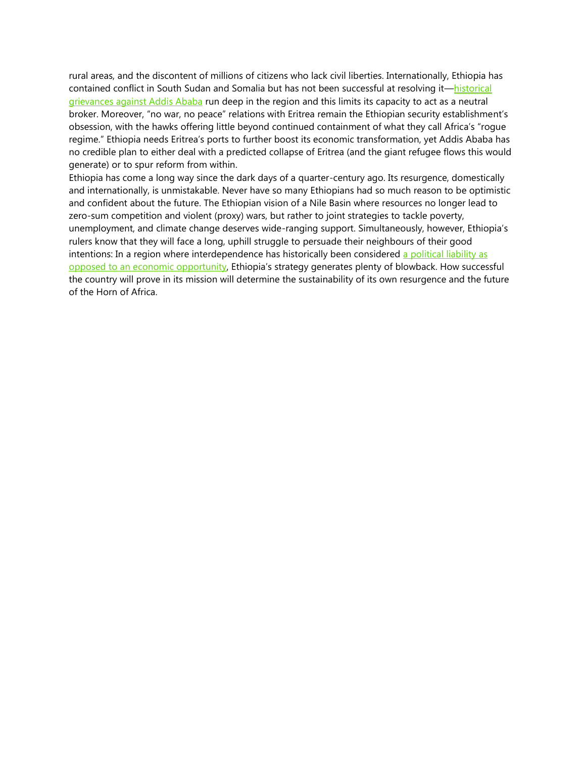rural areas, and the discontent of millions of citizens who lack civil liberties. Internationally, Ethiopia has contained conflict in South Sudan and Somalia but has not been successful at resolving it—historical grievances against Addis Ababa run deep in the region and this limits its capacity to act as a neutral broker. Moreover, "no war, no peace" relations with Eritrea remain the Ethiopian security establishment's obsession, with the hawks offering little beyond continued containment of what they call Africa's "rogue regime." Ethiopia needs Eritrea's ports to further boost its economic transformation, yet Addis Ababa has no credible plan to either deal with a predicted collapse of Eritrea (and the giant refugee flows this would generate) or to spur reform from within.

Ethiopia has come a long way since the dark days of a quarter-century ago. Its resurgence, domestically and internationally, is unmistakable. Never have so many Ethiopians had so much reason to be optimistic and confident about the future. The Ethiopian vision of a Nile Basin where resources no longer lead to zero-sum competition and violent (proxy) wars, but rather to joint strategies to tackle poverty, unemployment, and climate change deserves wide-ranging support. Simultaneously, however, Ethiopia's rulers know that they will face a long, uphill struggle to persuade their neighbours of their good intentions: In a region where interdependence has historically been considered a political liability as opposed to an economic opportunity, Ethiopia's strategy generates plenty of blowback. How successful the country will prove in its mission will determine the sustainability of its own resurgence and the future of the Horn of Africa.